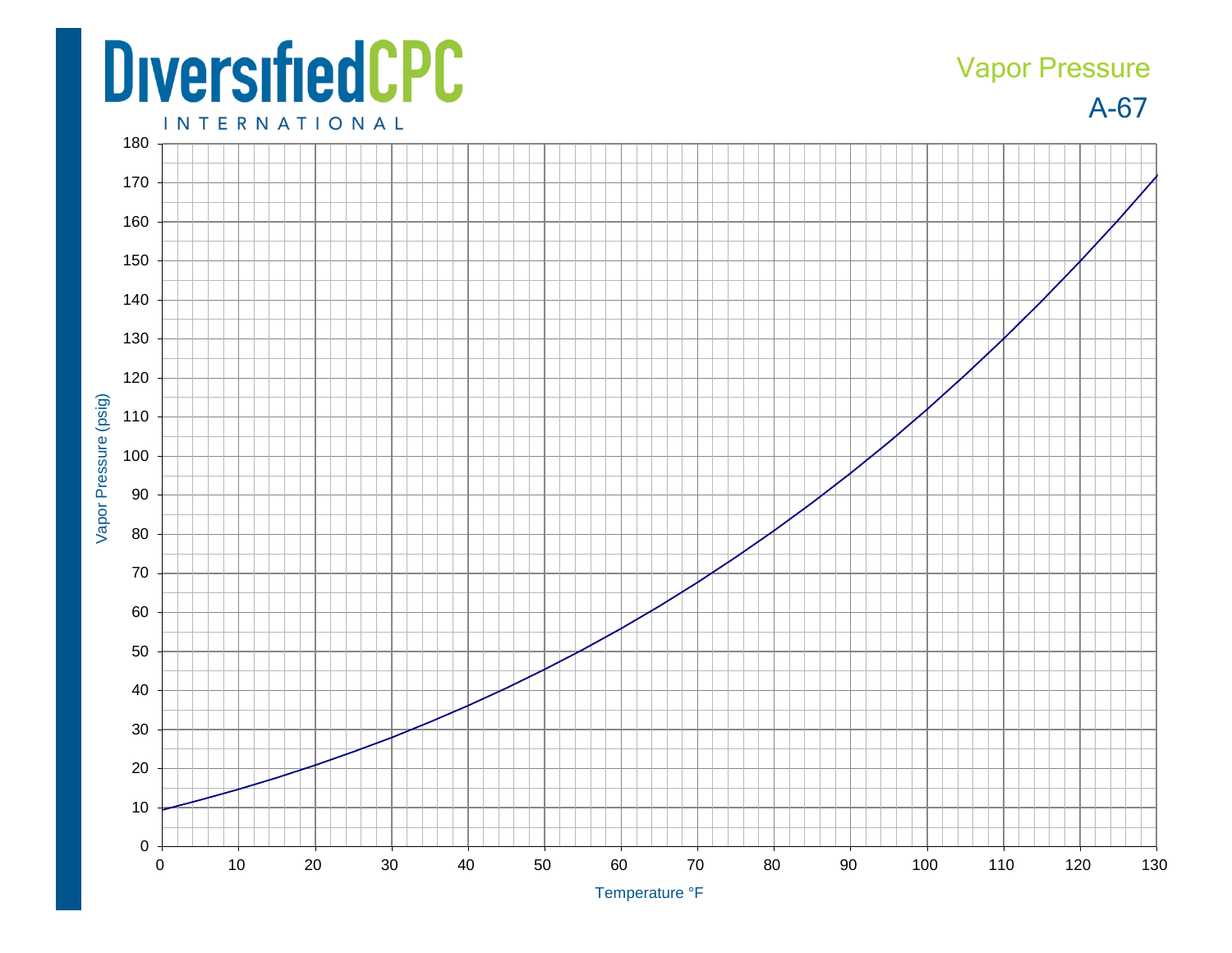# DiversifiedCPC INTERNATIONAL

## Vapor Pressure

## A-67

Vapor Pressure (psig)

Temperature °F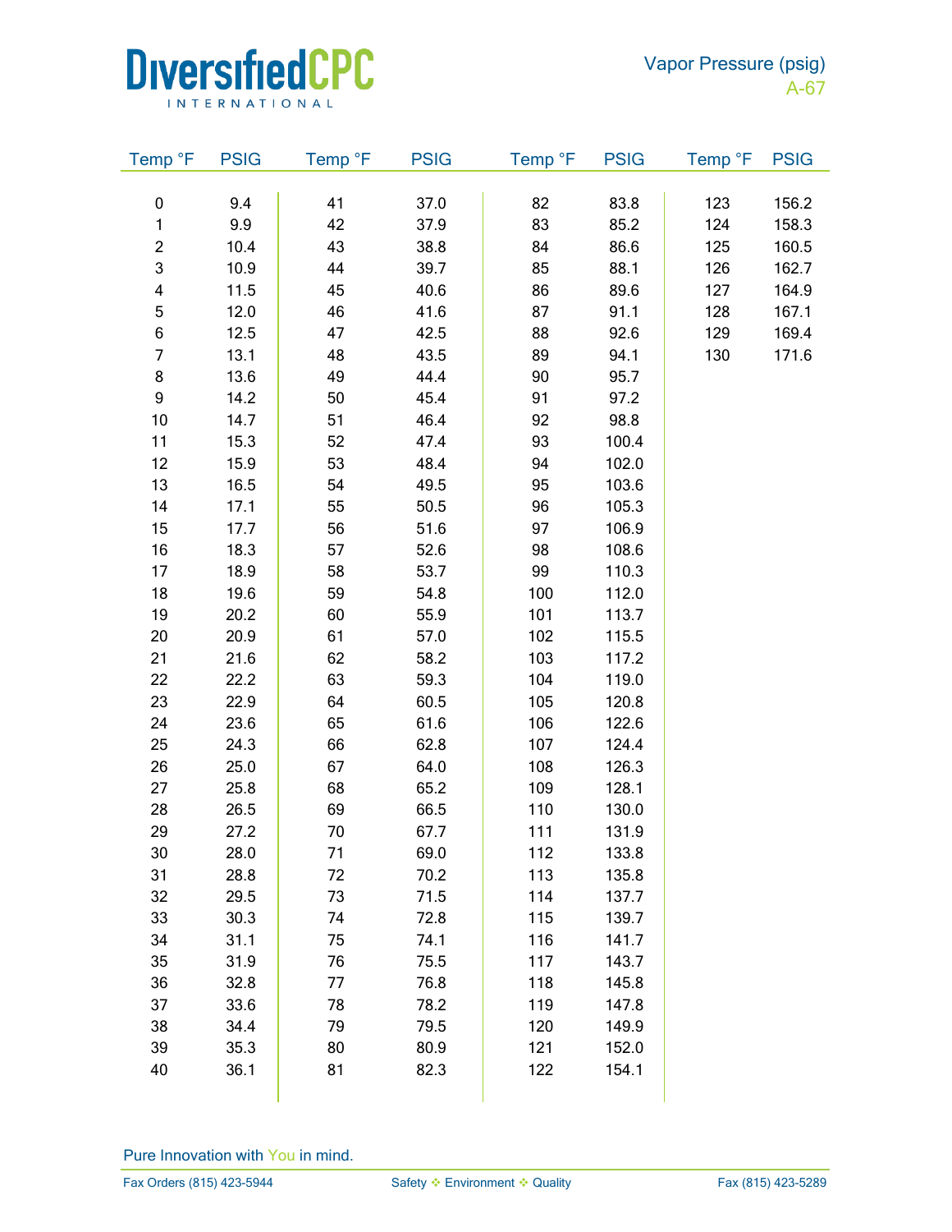DiversifiedCPC INTERNATIONAL

# Vapor Pressure (psig)

A-67

| Temp °F | PSIG | Temp °F | PSIG | Temp °F | PSIG | Temp °F | PSIG |
|---|---|---|---|---|---|---|---|
| 0 | 9.4 | 41 | 37.0 | 82 | 83.8 | 123 | 156.2 |
| 1 | 9.9 | 42 | 37.9 | 83 | 85.2 | 124 | 158.3 |
| 2 | 10.4 | 43 | 38.8 | 84 | 86.6 | 125 | 160.5 |
| 3 | 10.9 | 44 | 39.7 | 85 | 88.1 | 126 | 162.7 |
| 4 | 11.5 | 45 | 40.6 | 86 | 89.6 | 127 | 164.9 |
| 5 | 12.0 | 46 | 41.6 | 87 | 91.1 | 128 | 167.1 |
| 6 | 12.5 | 47 | 42.5 | 88 | 92.6 | 129 | 169.4 |
| 7 | 13.1 | 48 | 43.5 | 89 | 94.1 | 130 | 171.6 |
| 8 | 13.6 | 49 | 44.4 | 90 | 95.7 | | |
| 9 | 14.2 | 50 | 45.4 | 91 | 97.2 | | |
| 10 | 14.7 | 51 | 46.4 | 92 | 98.8 | | |
| 11 | 15.3 | 52 | 47.4 | 93 | 100.4 | | |
| 12 | 15.9 | 53 | 48.4 | 94 | 102.0 | | |
| 13 | 16.5 | 54 | 49.5 | 95 | 103.6 | | |
| 14 | 17.1 | 55 | 50.5 | 96 | 105.3 | | |
| 15 | 17.7 | 56 | 51.6 | 97 | 106.9 | | |
| 16 | 18.3 | 57 | 52.6 | 98 | 108.6 | | |
| 17 | 18.9 | 58 | 53.7 | 99 | 110.3 | | |
| 18 | 19.6 | 59 | 54.8 | 100 | 112.0 | | |
| 19 | 20.2 | 60 | 55.9 | 101 | 113.7 | | |
| 20 | 20.9 | 61 | 57.0 | 102 | 115.5 | | |
| 21 | 21.6 | 62 | 58.2 | 103 | 117.2 | | |
| 22 | 22.2 | 63 | 59.3 | 104 | 119.0 | | |
| 23 | 22.9 | 64 | 60.5 | 105 | 120.8 | | |
| 24 | 23.6 | 65 | 61.6 | 106 | 122.6 | | |
| 25 | 24.3 | 66 | 62.8 | 107 | 124.4 | | |
| 26 | 25.0 | 67 | 64.0 | 108 | 126.3 | | |
| 27 | 25.8 | 68 | 65.2 | 109 | 128.1 | | |
| 28 | 26.5 | 69 | 66.5 | 110 | 130.0 | | |
| 29 | 27.2 | 70 | 67.7 | 111 | 131.9 | | |
| 30 | 28.0 | 71 | 69.0 | 112 | 133.8 | | |
| 31 | 28.8 | 72 | 70.2 | 113 | 135.8 | | |
| 32 | 29.5 | 73 | 71.5 | 114 | 137.7 | | |
| 33 | 30.3 | 74 | 72.8 | 115 | 139.7 | | |
| 34 | 31.1 | 75 | 74.1 | 116 | 141.7 | | |
| 35 | 31.9 | 76 | 75.5 | 117 | 143.7 | | |
| 36 | 32.8 | 77 | 76.8 | 118 | 145.8 | | |
| 37 | 33.6 | 78 | 78.2 | 119 | 147.8 | | |
| 38 | 34.4 | 79 | 79.5 | 120 | 149.9 | | |
| 39 | 35.3 | 80 | 80.9 | 121 | 152.0 | | |
| 40 | 36.1 | 81 | 82.3 | 122 | 154.1 | | |

Pure Innovation with You in mind.

Fax Orders (815) 423-5944 | Safety ✣ Environment ✣ Quality | Fax (815) 423-5289